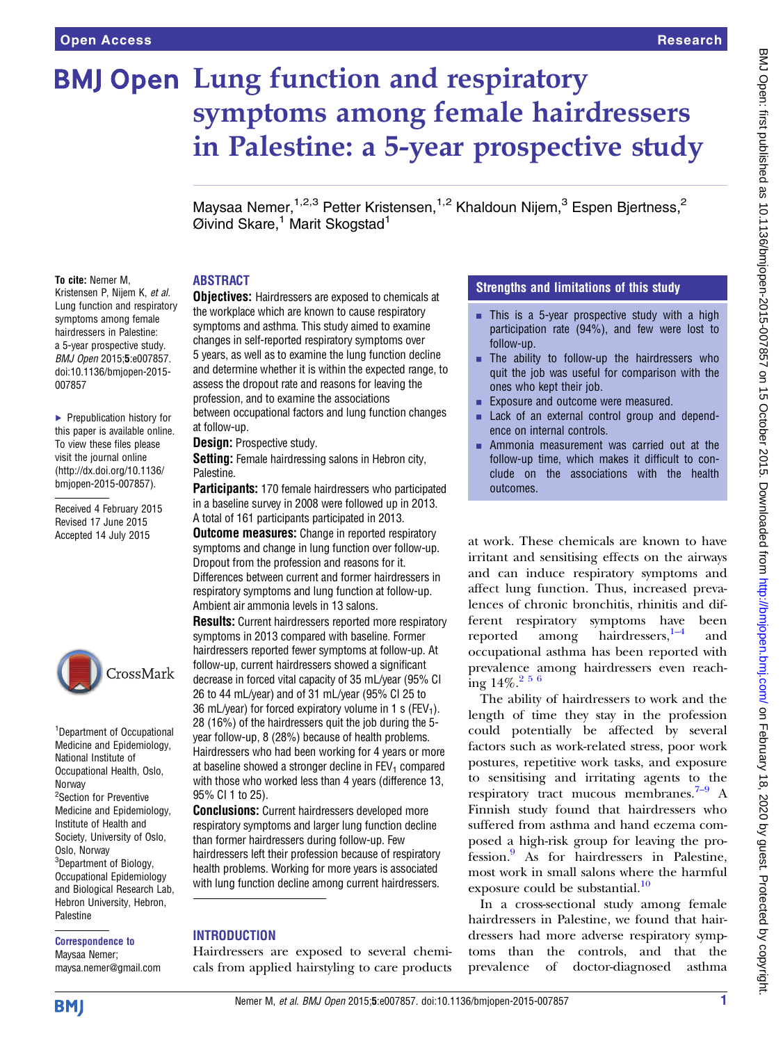Open Access | Research

# Lung function and respiratory symptoms among female hairdressers in Palestine: a 5-year prospective study

Maysaa Nemer,[1,2,3] Petter Kristensen,[1,2] Khaldoun Nijem,[3] Espen Bjertness,[2] Øivind Skare,[1] Marit Skogstad[1]

**To cite:** Nemer M, Kristensen P, Nijem K, *et al*. Lung function and respiratory symptoms among female hairdressers in Palestine: a 5-year prospective study. *BMJ Open* 2015;**5**:e007857. doi:10.1136/bmjopen-2015-007857

▸ Prepublication history for this paper is available online. To view these files please visit the journal online (http://dx.doi.org/10.1136/bmjopen-2015-007857).

Received 4 February 2015
Revised 17 June 2015
Accepted 14 July 2015

[1]Department of Occupational Medicine and Epidemiology, National Institute of Occupational Health, Oslo, Norway
[2]Section for Preventive Medicine and Epidemiology, Institute of Health and Society, University of Oslo, Oslo, Norway
[3]Department of Biology, Occupational Epidemiology and Biological Research Lab, Hebron University, Hebron, Palestine

**Correspondence to**
Maysaa Nemer;
maysaa.nemer@gmail.com

## ABSTRACT

**Objectives:** Hairdressers are exposed to chemicals at the workplace which are known to cause respiratory symptoms and asthma. This study aimed to examine changes in self-reported respiratory symptoms over 5 years, as well as to examine the lung function decline and determine whether it is within the expected range, to assess the dropout rate and reasons for leaving the profession, and to examine the associations between occupational factors and lung function changes at follow-up.

**Design:** Prospective study.

**Setting:** Female hairdressing salons in Hebron city, Palestine.

**Participants:** 170 female hairdressers who participated in a baseline survey in 2008 were followed up in 2013. A total of 161 participants participated in 2013.

**Outcome measures:** Change in reported respiratory symptoms and change in lung function over follow-up. Dropout from the profession and reasons for it. Differences between current and former hairdressers in respiratory symptoms and lung function at follow-up. Ambient air ammonia levels in 13 salons.

**Results:** Current hairdressers reported more respiratory symptoms in 2013 compared with baseline. Former hairdressers reported fewer symptoms at follow-up. At follow-up, current hairdressers showed a significant decrease in forced vital capacity of 35 mL/year (95% CI 26 to 44 mL/year) and of 31 mL/year (95% CI 25 to 36 mL/year) for forced expiratory volume in 1 s ($FEV_1$). 28 (16%) of the hairdressers quit the job during the 5-year follow-up, 8 (28%) because of health problems. Hairdressers who had been working for 4 years or more at baseline showed a stronger decline in $FEV_1$ compared with those who worked less than 4 years (difference 13, 95% CI 1 to 25).

**Conclusions:** Current hairdressers developed more respiratory symptoms and larger lung function decline than former hairdressers during follow-up. Few hairdressers left their profession because of respiratory health problems. Working for more years is associated with lung function decline among current hairdressers.

## Strengths and limitations of this study

- This is a 5-year prospective study with a high participation rate (94%), and few were lost to follow-up.
- The ability to follow-up the hairdressers who quit the job was useful for comparison with the ones who kept their job.
- Exposure and outcome were measured.
- Lack of an external control group and dependence on internal controls.
- Ammonia measurement was carried out at the follow-up time, which makes it difficult to conclude on the associations with the health outcomes.

## INTRODUCTION

Hairdressers are exposed to several chemicals from applied hairstyling to care products at work. These chemicals are known to have irritant and sensitising effects on the airways and can induce respiratory symptoms and affect lung function. Thus, increased prevalences of chronic bronchitis, rhinitis and different respiratory symptoms have been reported among hairdressers,[1–4] and occupational asthma has been reported with prevalence among hairdressers even reaching 14%.[2 5 6]

The ability of hairdressers to work and the length of time they stay in the profession could potentially be affected by several factors such as work-related stress, poor work postures, repetitive work tasks, and exposure to sensitising and irritating agents to the respiratory tract mucous membranes.[7–9] A Finnish study found that hairdressers who suffered from asthma and hand eczema composed a high-risk group for leaving the profession.[9] As for hairdressers in Palestine, most work in small salons where the harmful exposure could be substantial.[10]

In a cross-sectional study among female hairdressers in Palestine, we found that hairdressers had more adverse respiratory symptoms than the controls, and that the prevalence of doctor-diagnosed asthma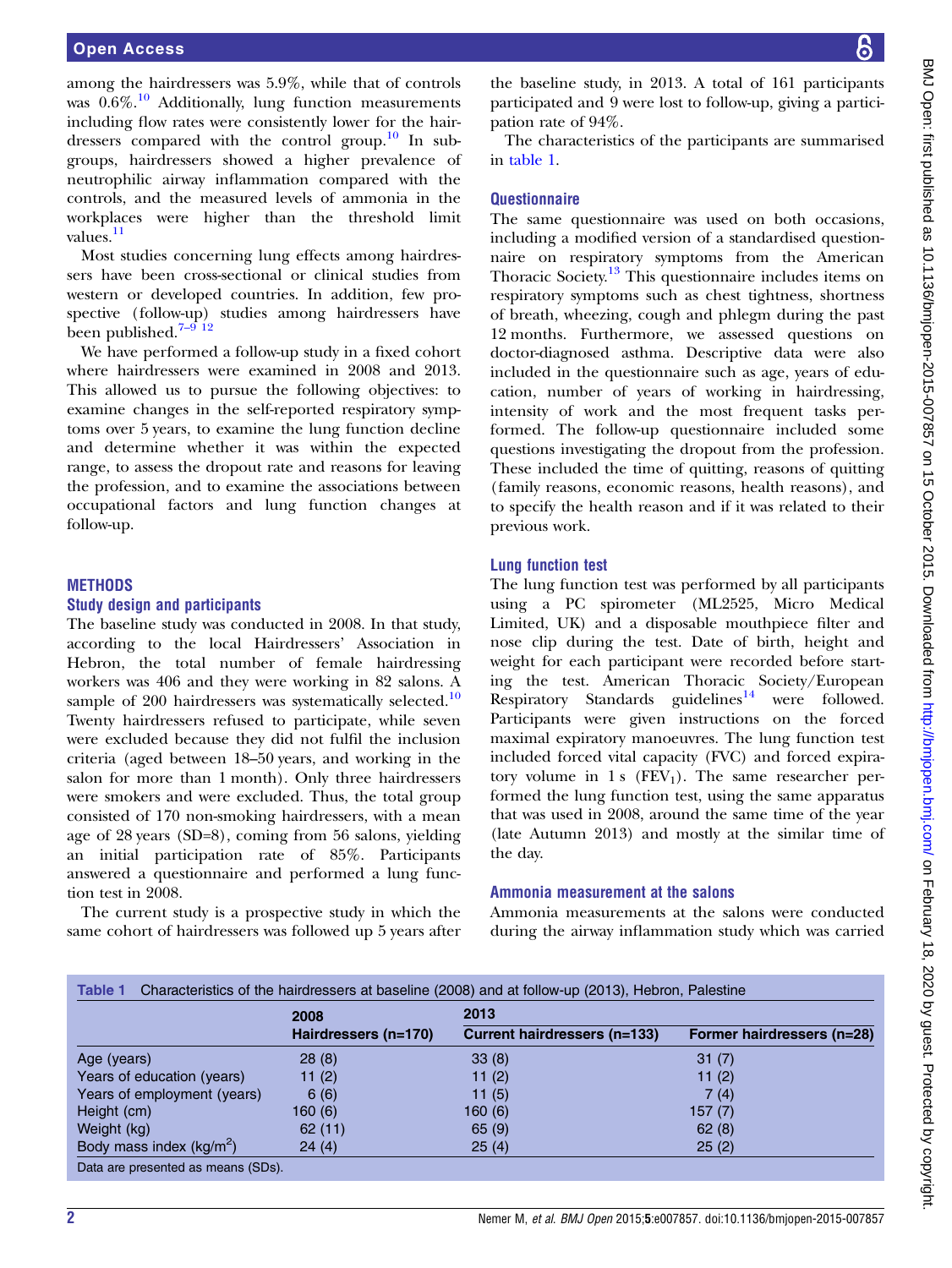among the hairdressers was 5.9%, while that of controls was 0.6%.[10] Additionally, lung function measurements including flow rates were consistently lower for the hairdressers compared with the control group.[10] In subgroups, hairdressers showed a higher prevalence of neutrophilic airway inflammation compared with the controls, and the measured levels of ammonia in the workplaces were higher than the threshold limit values.[11]

Most studies concerning lung effects among hairdressers have been cross-sectional or clinical studies from western or developed countries. In addition, few prospective (follow-up) studies among hairdressers have been published.[7–9 12]

We have performed a follow-up study in a fixed cohort where hairdressers were examined in 2008 and 2013. This allowed us to pursue the following objectives: to examine changes in the self-reported respiratory symptoms over 5 years, to examine the lung function decline and determine whether it was within the expected range, to assess the dropout rate and reasons for leaving the profession, and to examine the associations between occupational factors and lung function changes at follow-up.

## METHODS

### Study design and participants

The baseline study was conducted in 2008. In that study, according to the local Hairdressers' Association in Hebron, the total number of female hairdressing workers was 406 and they were working in 82 salons. A sample of 200 hairdressers was systematically selected.[10] Twenty hairdressers refused to participate, while seven were excluded because they did not fulfil the inclusion criteria (aged between 18–50 years, and working in the salon for more than 1 month). Only three hairdressers were smokers and were excluded. Thus, the total group consisted of 170 non-smoking hairdressers, with a mean age of 28 years (SD=8), coming from 56 salons, yielding an initial participation rate of 85%. Participants answered a questionnaire and performed a lung function test in 2008.

The current study is a prospective study in which the same cohort of hairdressers was followed up 5 years after the baseline study, in 2013. A total of 161 participants participated and 9 were lost to follow-up, giving a participation rate of 94%.

The characteristics of the participants are summarised in table 1.

### Questionnaire

The same questionnaire was used on both occasions, including a modified version of a standardised questionnaire on respiratory symptoms from the American Thoracic Society.[13] This questionnaire includes items on respiratory symptoms such as chest tightness, shortness of breath, wheezing, cough and phlegm during the past 12 months. Furthermore, we assessed questions on doctor-diagnosed asthma. Descriptive data were also included in the questionnaire such as age, years of education, number of years of working in hairdressing, intensity of work and the most frequent tasks performed. The follow-up questionnaire included some questions investigating the dropout from the profession. These included the time of quitting, reasons of quitting (family reasons, economic reasons, health reasons), and to specify the health reason and if it was related to their previous work.

### Lung function test

The lung function test was performed by all participants using a PC spirometer (ML2525, Micro Medical Limited, UK) and a disposable mouthpiece filter and nose clip during the test. Date of birth, height and weight for each participant were recorded before starting the test. American Thoracic Society/European Respiratory Standards guidelines[14] were followed. Participants were given instructions on the forced maximal expiratory manoeuvres. The lung function test included forced vital capacity (FVC) and forced expiratory volume in 1 s ($FEV_1$). The same researcher performed the lung function test, using the same apparatus that was used in 2008, around the same time of the year (late Autumn 2013) and mostly at the similar time of the day.

### Ammonia measurement at the salons

Ammonia measurements at the salons were conducted during the airway inflammation study which was carried

**Table 1** Characteristics of the hairdressers at baseline (2008) and at follow-up (2013), Hebron, Palestine

| | 2008 | 2013 | |
|---|---|---|---|
| | Hairdressers (n=170) | Current hairdressers (n=133) | Former hairdressers (n=28) |
| Age (years) | 28 (8) | 33 (8) | 31 (7) |
| Years of education (years) | 11 (2) | 11 (2) | 11 (2) |
| Years of employment (years) | 6 (6) | 11 (5) | 7 (4) |
| Height (cm) | 160 (6) | 160 (6) | 157 (7) |
| Weight (kg) | 62 (11) | 65 (9) | 62 (8) |
| Body mass index ($kg/m^2$) | 24 (4) | 25 (4) | 25 (2) |

Data are presented as means (SDs).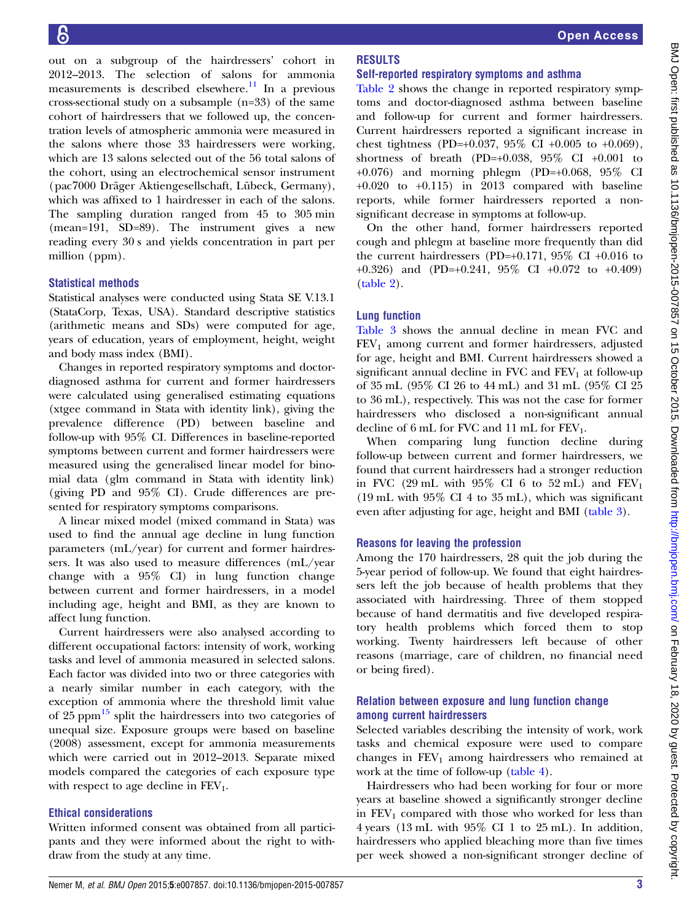out on a subgroup of the hairdressers' cohort in 2012–2013. The selection of salons for ammonia measurements is described elsewhere.[11] In a previous cross-sectional study on a subsample (n=33) of the same cohort of hairdressers that we followed up, the concentration levels of atmospheric ammonia were measured in the salons where those 33 hairdressers were working, which are 13 salons selected out of the 56 total salons of the cohort, using an electrochemical sensor instrument (pac7000 Dräger Aktiengesellschaft, Lübeck, Germany), which was affixed to 1 hairdresser in each of the salons. The sampling duration ranged from 45 to 305 min (mean=191, SD=89). The instrument gives a new reading every 30 s and yields concentration in part per million (ppm).

### Statistical methods

Statistical analyses were conducted using Stata SE V.13.1 (StataCorp, Texas, USA). Standard descriptive statistics (arithmetic means and SDs) were computed for age, years of education, years of employment, height, weight and body mass index (BMI).

Changes in reported respiratory symptoms and doctor-diagnosed asthma for current and former hairdressers were calculated using generalised estimating equations (xtgee command in Stata with identity link), giving the prevalence difference (PD) between baseline and follow-up with 95% CI. Differences in baseline-reported symptoms between current and former hairdressers were measured using the generalised linear model for binomial data (glm command in Stata with identity link) (giving PD and 95% CI). Crude differences are presented for respiratory symptoms comparisons.

A linear mixed model (mixed command in Stata) was used to find the annual age decline in lung function parameters (mL/year) for current and former hairdressers. It was also used to measure differences (mL/year change with a 95% CI) in lung function change between current and former hairdressers, in a model including age, height and BMI, as they are known to affect lung function.

Current hairdressers were also analysed according to different occupational factors: intensity of work, working tasks and level of ammonia measured in selected salons. Each factor was divided into two or three categories with a nearly similar number in each category, with the exception of ammonia where the threshold limit value of 25 ppm[15] split the hairdressers into two categories of unequal size. Exposure groups were based on baseline (2008) assessment, except for ammonia measurements which were carried out in 2012–2013. Separate mixed models compared the categories of each exposure type with respect to age decline in $FEV_1$.

### Ethical considerations

Written informed consent was obtained from all participants and they were informed about the right to withdraw from the study at any time.

## RESULTS

### Self-reported respiratory symptoms and asthma

Table 2 shows the change in reported respiratory symptoms and doctor-diagnosed asthma between baseline and follow-up for current and former hairdressers. Current hairdressers reported a significant increase in chest tightness (PD=+0.037, 95% CI +0.005 to +0.069), shortness of breath (PD=+0.038, 95% CI +0.001 to +0.076) and morning phlegm (PD=+0.068, 95% CI +0.020 to +0.115) in 2013 compared with baseline reports, while former hairdressers reported a non-significant decrease in symptoms at follow-up.

On the other hand, former hairdressers reported cough and phlegm at baseline more frequently than did the current hairdressers (PD=+0.171, 95% CI +0.016 to +0.326) and (PD=+0.241, 95% CI +0.072 to +0.409) (table 2).

### Lung function

Table 3 shows the annual decline in mean FVC and $FEV_1$ among current and former hairdressers, adjusted for age, height and BMI. Current hairdressers showed a significant annual decline in FVC and $FEV_1$ at follow-up of 35 mL (95% CI 26 to 44 mL) and 31 mL (95% CI 25 to 36 mL), respectively. This was not the case for former hairdressers who disclosed a non-significant annual decline of 6 mL for FVC and 11 mL for $FEV_1$.

When comparing lung function decline during follow-up between current and former hairdressers, we found that current hairdressers had a stronger reduction in FVC (29 mL with 95% CI 6 to 52 mL) and $FEV_1$ (19 mL with 95% CI 4 to 35 mL), which was significant even after adjusting for age, height and BMI (table 3).

### Reasons for leaving the profession

Among the 170 hairdressers, 28 quit the job during the 5-year period of follow-up. We found that eight hairdressers left the job because of health problems that they associated with hairdressing. Three of them stopped because of hand dermatitis and five developed respiratory health problems which forced them to stop working. Twenty hairdressers left because of other reasons (marriage, care of children, no financial need or being fired).

### Relation between exposure and lung function change among current hairdressers

Selected variables describing the intensity of work, work tasks and chemical exposure were used to compare changes in $FEV_1$ among hairdressers who remained at work at the time of follow-up (table 4).

Hairdressers who had been working for four or more years at baseline showed a significantly stronger decline in $FEV_1$ compared with those who worked for less than 4 years (13 mL with 95% CI 1 to 25 mL). In addition, hairdressers who applied bleaching more than five times per week showed a non-significant stronger decline of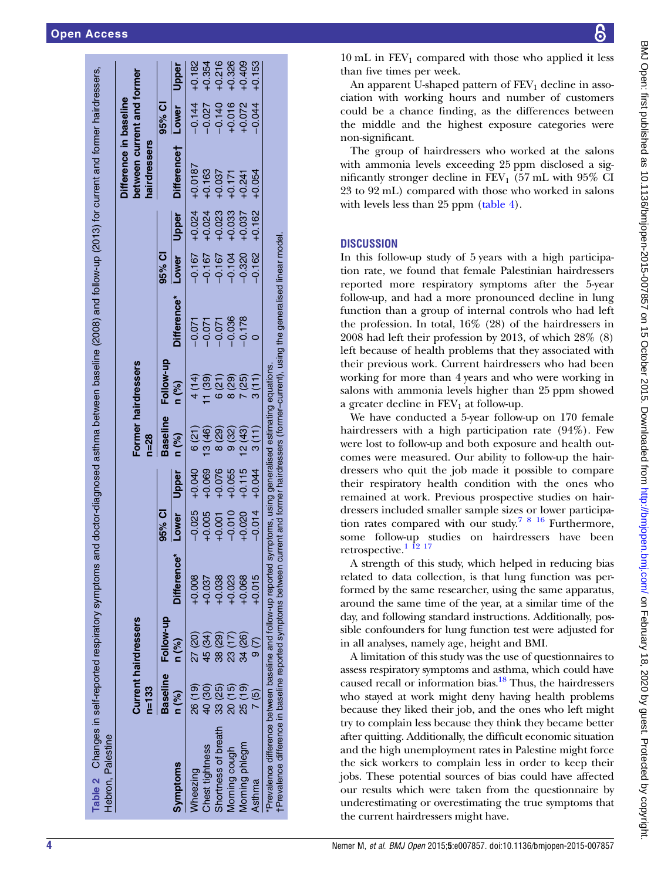**Table 2** Changes in self-reported respiratory symptoms and doctor-diagnosed asthma between baseline (2008) and follow-up (2013) for current and former hairdressers, Hebron, Palestine

| | Current hairdressers n=133 | | | | | Former hairdressers n=28 | | | | | Difference in baseline between current and former hairdressers | | |
|---|---|---|---|---|---|---|---|---|---|---|---|---|---|
| | | | | 95% CI | | | | | 95% CI | | | 95% CI | |
| **Symptoms** | **Baseline n (%)** | **Follow-up n (%)** | **Difference*** | **Lower** | **Upper** | **Baseline n (%)** | **Follow-up n (%)** | **Difference*** | **Lower** | **Upper** | **Difference†** | **Lower** | **Upper** |
| Wheezing | 26 (19) | 27 (20) | +0.008 | −0.025 | +0.040 | 6 (21) | 4 (14) | −0.071 | −0.167 | +0.024 | +0.0187 | −0.144 | +0.182 |
| Chest tightness | 40 (30) | 45 (34) | +0.037 | +0.005 | +0.069 | 13 (46) | 11 (39) | −0.071 | −0.167 | +0.024 | +0.163 | −0.027 | +0.354 |
| Shortness of breath | 33 (25) | 38 (29) | +0.038 | +0.001 | +0.076 | 8 (29) | 6 (21) | −0.071 | −0.167 | +0.023 | +0.037 | −0.140 | +0.216 |
| Morning cough | 20 (15) | 23 (17) | +0.023 | −0.010 | +0.055 | 9 (32) | 8 (29) | −0.036 | −0.104 | +0.033 | +0.171 | +0.016 | +0.326 |
| Morning phlegm | 25 (19) | 34 (26) | +0.068 | +0.020 | +0.115 | 12 (43) | 7 (25) | −0.178 | −0.320 | +0.037 | +0.241 | +0.072 | +0.409 |
| Asthma | 7 (5) | 9 (7) | +0.015 | −0.014 | +0.044 | 3 (11) | 3 (11) | 0 | −0.162 | +0.162 | +0.054 | −0.044 | +0.153 |

*Prevalence difference between baseline and follow-up reported symptoms, using generalised estimating equations.
†Prevalence difference in baseline reported symptoms between current and former hairdressers (former–current), using the generalised linear model.

10 mL in $FEV_1$ compared with those who applied it less than five times per week.

An apparent U-shaped pattern of $FEV_1$ decline in association with working hours and number of customers could be a chance finding, as the differences between the middle and the highest exposure categories were non-significant.

The group of hairdressers who worked at the salons with ammonia levels exceeding 25 ppm disclosed a significantly stronger decline in $FEV_1$ (57 mL with 95% CI 23 to 92 mL) compared with those who worked in salons with levels less than 25 ppm (table 4).

## DISCUSSION

In this follow-up study of 5 years with a high participation rate, we found that female Palestinian hairdressers reported more respiratory symptoms after the 5-year follow-up, and had a more pronounced decline in lung function than a group of internal controls who had left the profession. In total, 16% (28) of the hairdressers in 2008 had left their profession by 2013, of which 28% (8) left because of health problems that they associated with their previous work. Current hairdressers who had been working for more than 4 years and who were working in salons with ammonia levels higher than 25 ppm showed a greater decline in $FEV_1$ at follow-up.

We have conducted a 5-year follow-up on 170 female hairdressers with a high participation rate (94%). Few were lost to follow-up and both exposure and health outcomes were measured. Our ability to follow-up the hairdressers who quit the job made it possible to compare their respiratory health condition with the ones who remained at work. Previous prospective studies on hairdressers included smaller sample sizes or lower participation rates compared with our study.[7 8 16] Furthermore, some follow-up studies on hairdressers have been retrospective.[1 12 17]

A strength of this study, which helped in reducing bias related to data collection, is that lung function was performed by the same researcher, using the same apparatus, around the same time of the year, at a similar time of the day, and following standard instructions. Additionally, possible confounders for lung function test were adjusted for in all analyses, namely age, height and BMI.

A limitation of this study was the use of questionnaires to assess respiratory symptoms and asthma, which could have caused recall or information bias.[18] Thus, the hairdressers who stayed at work might deny having health problems because they liked their job, and the ones who left might try to complain less because they think they became better after quitting. Additionally, the difficult economic situation and the high unemployment rates in Palestine might force the sick workers to complain less in order to keep their jobs. These potential sources of bias could have affected our results which were taken from the questionnaire by underestimating or overestimating the true symptoms that the current hairdressers might have.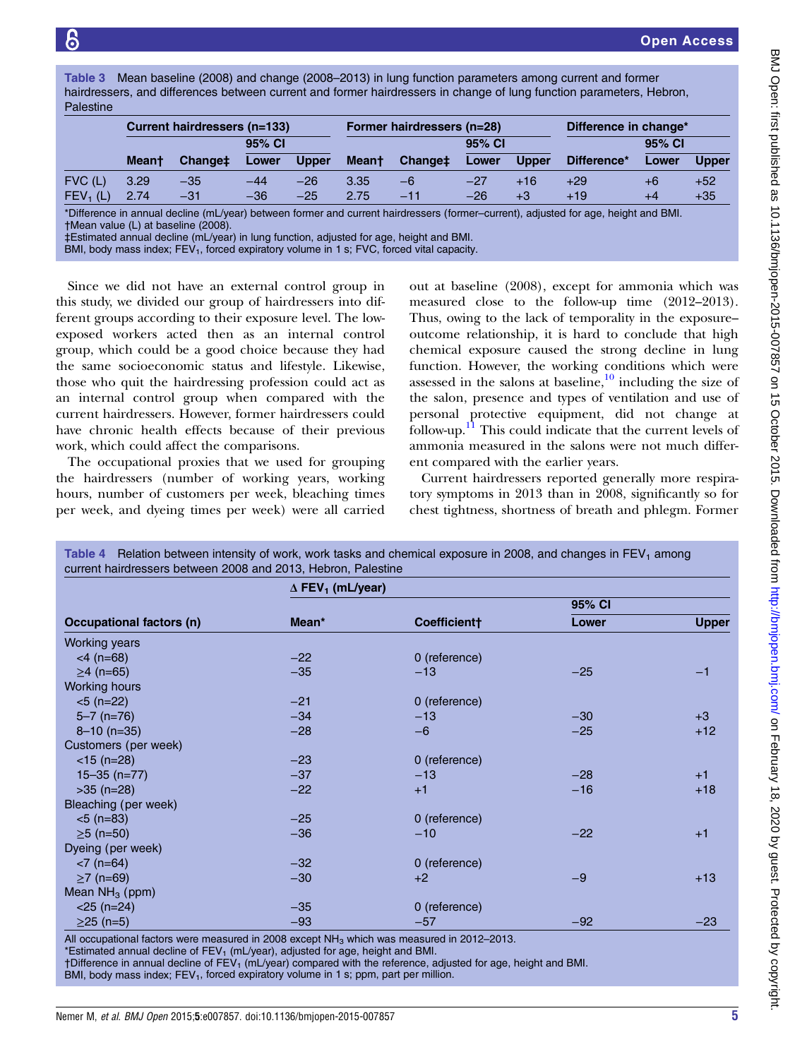**Table 3** Mean baseline (2008) and change (2008–2013) in lung function parameters among current and former hairdressers, and differences between current and former hairdressers in change of lung function parameters, Hebron, Palestine

| | Current hairdressers (n=133) | | | | Former hairdressers (n=28) | | | | Difference in change* | | |
|---|---|---|---|---|---|---|---|---|---|---|---|
| | | | 95% CI | | | | 95% CI | | | 95% CI | |
| | Mean† | Change‡ | Lower | Upper | Mean† | Change‡ | Lower | Upper | Difference* | Lower | Upper |
| FVC (L) | 3.29 | −35 | −44 | −26 | 3.35 | −6 | −27 | +16 | +29 | +6 | +52 |
| $FEV_1$ (L) | 2.74 | −31 | −36 | −25 | 2.75 | −11 | −26 | +3 | +19 | +4 | +35 |

*Difference in annual decline (mL/year) between former and current hairdressers (former–current), adjusted for age, height and BMI.
†Mean value (L) at baseline (2008).
‡Estimated annual decline (mL/year) in lung function, adjusted for age, height and BMI.
BMI, body mass index; $FEV_1$, forced expiratory volume in 1 s; FVC, forced vital capacity.

Since we did not have an external control group in this study, we divided our group of hairdressers into different groups according to their exposure level. The low-exposed workers acted then as an internal control group, which could be a good choice because they had the same socioeconomic status and lifestyle. Likewise, those who quit the hairdressing profession could act as an internal control group when compared with the current hairdressers. However, former hairdressers could have chronic health effects because of their previous work, which could affect the comparisons.

The occupational proxies that we used for grouping the hairdressers (number of working years, working hours, number of customers per week, bleaching times per week, and dyeing times per week) were all carried out at baseline (2008), except for ammonia which was measured close to the follow-up time (2012–2013). Thus, owing to the lack of temporality in the exposure–outcome relationship, it is hard to conclude that high chemical exposure caused the strong decline in lung function. However, the working conditions which were assessed in the salons at baseline,[10] including the size of the salon, presence and types of ventilation and use of personal protective equipment, did not change at follow-up.[11] This could indicate that the current levels of ammonia measured in the salons were not much different compared with the earlier years.

Current hairdressers reported generally more respiratory symptoms in 2013 than in 2008, significantly so for chest tightness, shortness of breath and phlegm. Former

**Table 4** Relation between intensity of work, work tasks and chemical exposure in 2008, and changes in $FEV_1$ among current hairdressers between 2008 and 2013, Hebron, Palestine

| | Δ $FEV_1$ (mL/year) | | | |
|---|---|---|---|---|
| | | | 95% CI | |
| Occupational factors (n) | Mean* | Coefficient† | Lower | Upper |
| Working years | | | | |
| <4 (n=68) | −22 | 0 (reference) | | |
| ≥4 (n=65) | −35 | −13 | −25 | −1 |
| Working hours | | | | |
| <5 (n=22) | −21 | 0 (reference) | | |
| 5–7 (n=76) | −34 | −13 | −30 | +3 |
| 8–10 (n=35) | −28 | −6 | −25 | +12 |
| Customers (per week) | | | | |
| <15 (n=28) | −23 | 0 (reference) | | |
| 15–35 (n=77) | −37 | −13 | −28 | +1 |
| >35 (n=28) | −22 | +1 | −16 | +18 |
| Bleaching (per week) | | | | |
| <5 (n=83) | −25 | 0 (reference) | | |
| ≥5 (n=50) | −36 | −10 | −22 | +1 |
| Dyeing (per week) | | | | |
| <7 (n=64) | −32 | 0 (reference) | | |
| ≥7 (n=69) | −30 | +2 | −9 | +13 |
| Mean $NH_3$ (ppm) | | | | |
| <25 (n=24) | −35 | 0 (reference) | | |
| ≥25 (n=5) | −93 | −57 | −92 | −23 |

All occupational factors were measured in 2008 except $NH_3$ which was measured in 2012–2013.
*Estimated annual decline of $FEV_1$ (mL/year), adjusted for age, height and BMI.
†Difference in annual decline of $FEV_1$ (mL/year) compared with the reference, adjusted for age, height and BMI.
BMI, body mass index; $FEV_1$, forced expiratory volume in 1 s; ppm, part per million.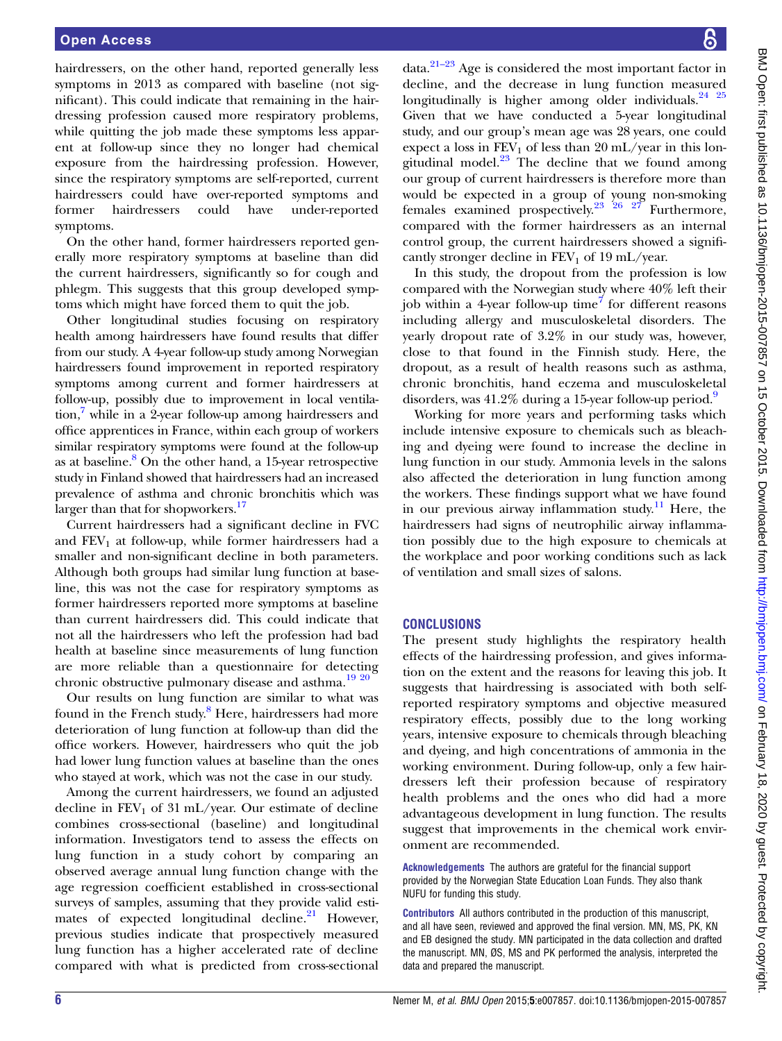hairdressers, on the other hand, reported generally less symptoms in 2013 as compared with baseline (not significant). This could indicate that remaining in the hairdressing profession caused more respiratory problems, while quitting the job made these symptoms less apparent at follow-up since they no longer had chemical exposure from the hairdressing profession. However, since the respiratory symptoms are self-reported, current hairdressers could have over-reported symptoms and former hairdressers could have under-reported symptoms.

On the other hand, former hairdressers reported generally more respiratory symptoms at baseline than did the current hairdressers, significantly so for cough and phlegm. This suggests that this group developed symptoms which might have forced them to quit the job.

Other longitudinal studies focusing on respiratory health among hairdressers have found results that differ from our study. A 4-year follow-up study among Norwegian hairdressers found improvement in reported respiratory symptoms among current and former hairdressers at follow-up, possibly due to improvement in local ventilation,[7] while in a 2-year follow-up among hairdressers and office apprentices in France, within each group of workers similar respiratory symptoms were found at the follow-up as at baseline.[8] On the other hand, a 15-year retrospective study in Finland showed that hairdressers had an increased prevalence of asthma and chronic bronchitis which was larger than that for shopworkers.[17]

Current hairdressers had a significant decline in FVC and $FEV_1$ at follow-up, while former hairdressers had a smaller and non-significant decline in both parameters. Although both groups had similar lung function at baseline, this was not the case for respiratory symptoms as former hairdressers reported more symptoms at baseline than current hairdressers did. This could indicate that not all the hairdressers who left the profession had bad health at baseline since measurements of lung function are more reliable than a questionnaire for detecting chronic obstructive pulmonary disease and asthma.[19 20]

Our results on lung function are similar to what was found in the French study.[8] Here, hairdressers had more deterioration of lung function at follow-up than did the office workers. However, hairdressers who quit the job had lower lung function values at baseline than the ones who stayed at work, which was not the case in our study.

Among the current hairdressers, we found an adjusted decline in $FEV_1$ of 31 mL/year. Our estimate of decline combines cross-sectional (baseline) and longitudinal information. Investigators tend to assess the effects on lung function in a study cohort by comparing an observed average annual lung function change with the age regression coefficient established in cross-sectional surveys of samples, assuming that they provide valid estimates of expected longitudinal decline.[21] However, previous studies indicate that prospectively measured lung function has a higher accelerated rate of decline compared with what is predicted from cross-sectional data.[21–23] Age is considered the most important factor in decline, and the decrease in lung function measured longitudinally is higher among older individuals.[24 25] Given that we have conducted a 5-year longitudinal study, and our group's mean age was 28 years, one could expect a loss in $FEV_1$ of less than 20 mL/year in this longitudinal model.[23] The decline that we found among our group of current hairdressers is therefore more than would be expected in a group of young non-smoking females examined prospectively.[23 26 27] Furthermore, compared with the former hairdressers as an internal control group, the current hairdressers showed a significantly stronger decline in $FEV_1$ of 19 mL/year.

In this study, the dropout from the profession is low compared with the Norwegian study where 40% left their job within a 4-year follow-up time[7] for different reasons including allergy and musculoskeletal disorders. The yearly dropout rate of 3.2% in our study was, however, close to that found in the Finnish study. Here, the dropout, as a result of health reasons such as asthma, chronic bronchitis, hand eczema and musculoskeletal disorders, was 41.2% during a 15-year follow-up period.[9]

Working for more years and performing tasks which include intensive exposure to chemicals such as bleaching and dyeing were found to increase the decline in lung function in our study. Ammonia levels in the salons also affected the deterioration in lung function among the workers. These findings support what we have found in our previous airway inflammation study.[11] Here, the hairdressers had signs of neutrophilic airway inflammation possibly due to the high exposure to chemicals at the workplace and poor working conditions such as lack of ventilation and small sizes of salons.

## CONCLUSIONS

The present study highlights the respiratory health effects of the hairdressing profession, and gives information on the extent and the reasons for leaving this job. It suggests that hairdressing is associated with both self-reported respiratory symptoms and objective measured respiratory effects, possibly due to the long working years, intensive exposure to chemicals through bleaching and dyeing, and high concentrations of ammonia in the working environment. During follow-up, only a few hairdressers left their profession because of respiratory health problems and the ones who did had a more advantageous development in lung function. The results suggest that improvements in the chemical work environment are recommended.

**Acknowledgements** The authors are grateful for the financial support provided by the Norwegian State Education Loan Funds. They also thank NUFU for funding this study.

**Contributors** All authors contributed in the production of this manuscript, and all have seen, reviewed and approved the final version. MN, MS, PK, KN and EB designed the study. MN participated in the data collection and drafted the manuscript. MN, ØS, MS and PK performed the analysis, interpreted the data and prepared the manuscript.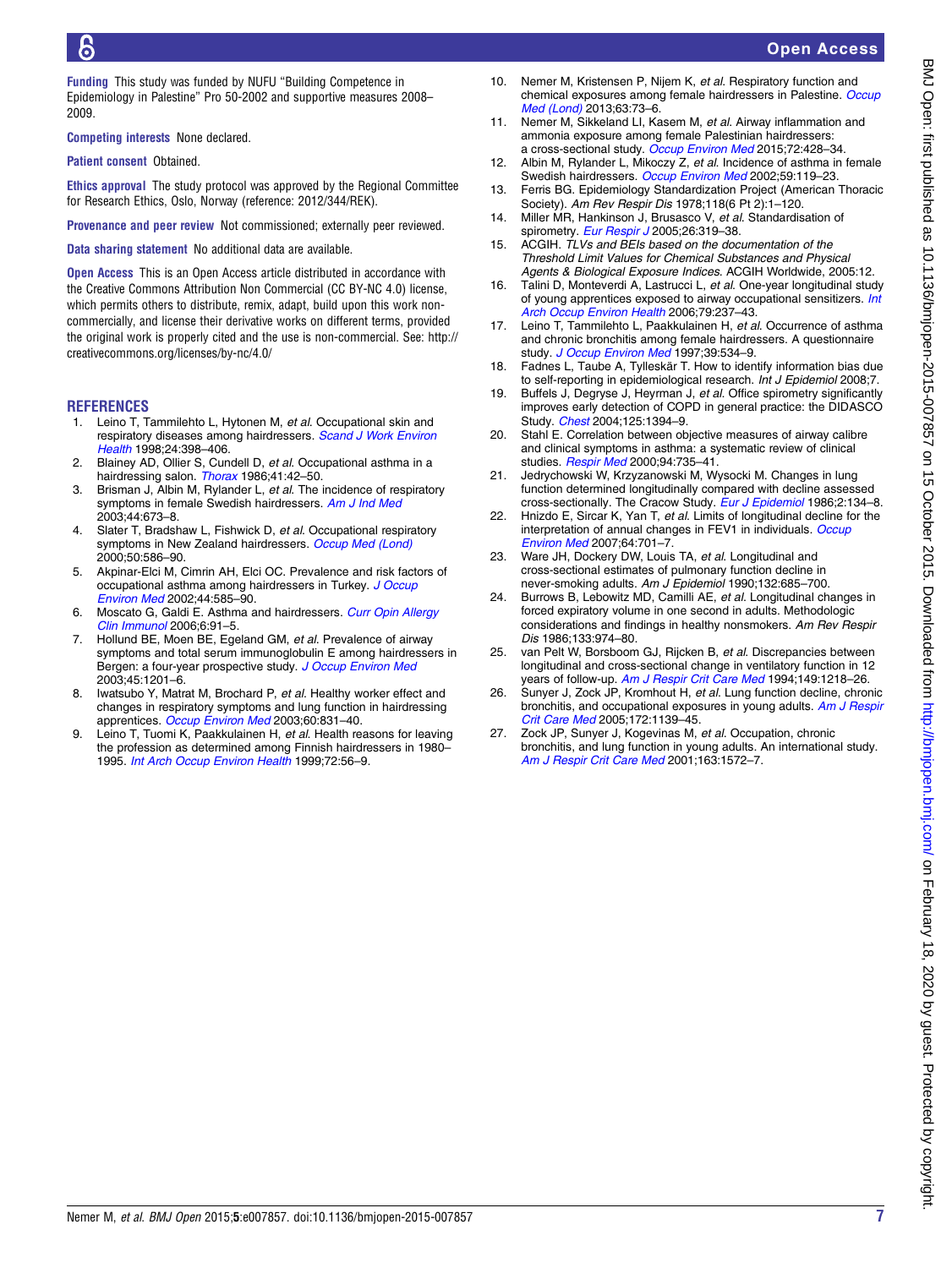**Funding** This study was funded by NUFU "Building Competence in Epidemiology in Palestine" Pro 50-2002 and supportive measures 2008–2009.

**Competing interests** None declared.

**Patient consent** Obtained.

**Ethics approval** The study protocol was approved by the Regional Committee for Research Ethics, Oslo, Norway (reference: 2012/344/REK).

**Provenance and peer review** Not commissioned; externally peer reviewed.

**Data sharing statement** No additional data are available.

**Open Access** This is an Open Access article distributed in accordance with the Creative Commons Attribution Non Commercial (CC BY-NC 4.0) license, which permits others to distribute, remix, adapt, build upon this work non-commercially, and license their derivative works on different terms, provided the original work is properly cited and the use is non-commercial. See: http://creativecommons.org/licenses/by-nc/4.0/

## REFERENCES

1. Leino T, Tammilehto L, Hytonen M, *et al*. Occupational skin and respiratory diseases among hairdressers. *Scand J Work Environ Health* 1998;24:398–406.
2. Blainey AD, Ollier S, Cundell D, *et al*. Occupational asthma in a hairdressing salon. *Thorax* 1986;41:42–50.
3. Brisman J, Albin M, Rylander L, *et al*. The incidence of respiratory symptoms in female Swedish hairdressers. *Am J Ind Med* 2003;44:673–8.
4. Slater T, Bradshaw L, Fishwick D, *et al*. Occupational respiratory symptoms in New Zealand hairdressers. *Occup Med (Lond)* 2000;50:586–90.
5. Akpinar-Elci M, Cimrin AH, Elci OC. Prevalence and risk factors of occupational asthma among hairdressers in Turkey. *J Occup Environ Med* 2002;44:585–90.
6. Moscato G, Galdi E. Asthma and hairdressers. *Curr Opin Allergy Clin Immunol* 2006;6:91–5.
7. Hollund BE, Moen BE, Egeland GM, *et al*. Prevalence of airway symptoms and total serum immunoglobulin E among hairdressers in Bergen: a four-year prospective study. *J Occup Environ Med* 2003;45:1201–6.
8. Iwatsubo Y, Matrat M, Brochard P, *et al*. Healthy worker effect and changes in respiratory symptoms and lung function in hairdressing apprentices. *Occup Environ Med* 2003;60:831–40.
9. Leino T, Tuomi K, Paakkulainen H, *et al*. Health reasons for leaving the profession as determined among Finnish hairdressers in 1980–1995. *Int Arch Occup Environ Health* 1999;72:56–9.
10. Nemer M, Kristensen P, Nijem K, *et al*. Respiratory function and chemical exposures among female hairdressers in Palestine. *Occup Med (Lond)* 2013;63:73–6.
11. Nemer M, Sikkeland LI, Kasem M, *et al*. Airway inflammation and ammonia exposure among female Palestinian hairdressers: a cross-sectional study. *Occup Environ Med* 2015;72:428–34.
12. Albin M, Rylander L, Mikoczy Z, *et al*. Incidence of asthma in female Swedish hairdressers. *Occup Environ Med* 2002;59:119–23.
13. Ferris BG. Epidemiology Standardization Project (American Thoracic Society). *Am Rev Respir Dis* 1978;118(6 Pt 2):1–120.
14. Miller MR, Hankinson J, Brusasco V, *et al*. Standardisation of spirometry. *Eur Respir J* 2005;26:319–38.
15. ACGIH. *TLVs and BEIs based on the documentation of the Threshold Limit Values for Chemical Substances and Physical Agents & Biological Exposure Indices*. ACGIH Worldwide, 2005:12.
16. Talini D, Monteverdi A, Lastrucci L, *et al*. One-year longitudinal study of young apprentices exposed to airway occupational sensitizers. *Int Arch Occup Environ Health* 2006;79:237–43.
17. Leino T, Tammilehto L, Paakkulainen H, *et al*. Occurrence of asthma and chronic bronchitis among female hairdressers. A questionnaire study. *J Occup Environ Med* 1997;39:534–9.
18. Fadnes L, Taube A, Tylleskär T. How to identify information bias due to self-reporting in epidemiological research. *Int J Epidemiol* 2008;7.
19. Buffels J, Degryse J, Heyrman J, *et al*. Office spirometry significantly improves early detection of COPD in general practice: the DIDASCO Study. *Chest* 2004;125:1394–9.
20. Stahl E. Correlation between objective measures of airway calibre and clinical symptoms in asthma: a systematic review of clinical studies. *Respir Med* 2000;94:735–41.
21. Jedrychowski W, Krzyzanowski M, Wysocki M. Changes in lung function determined longitudinally compared with decline assessed cross-sectionally. The Cracow Study. *Eur J Epidemiol* 1986;2:134–8.
22. Hnizdo E, Sircar K, Yan T, *et al*. Limits of longitudinal decline for the interpretation of annual changes in FEV1 in individuals. *Occup Environ Med* 2007;64:701–7.
23. Ware JH, Dockery DW, Louis TA, *et al*. Longitudinal and cross-sectional estimates of pulmonary function decline in never-smoking adults. *Am J Epidemiol* 1990;132:685–700.
24. Burrows B, Lebowitz MD, Camilli AE, *et al*. Longitudinal changes in forced expiratory volume in one second in adults. Methodologic considerations and findings in healthy nonsmokers. *Am Rev Respir Dis* 1986;133:974–80.
25. van Pelt W, Borsboom GJ, Rijcken B, *et al*. Discrepancies between longitudinal and cross-sectional change in ventilatory function in 12 years of follow-up. *Am J Respir Crit Care Med* 1994;149:1218–26.
26. Sunyer J, Zock JP, Kromhout H, *et al*. Lung function decline, chronic bronchitis, and occupational exposures in young adults. *Am J Respir Crit Care Med* 2005;172:1139–45.
27. Zock JP, Sunyer J, Kogevinas M, *et al*. Occupation, chronic bronchitis, and lung function in young adults. An international study. *Am J Respir Crit Care Med* 2001;163:1572–7.